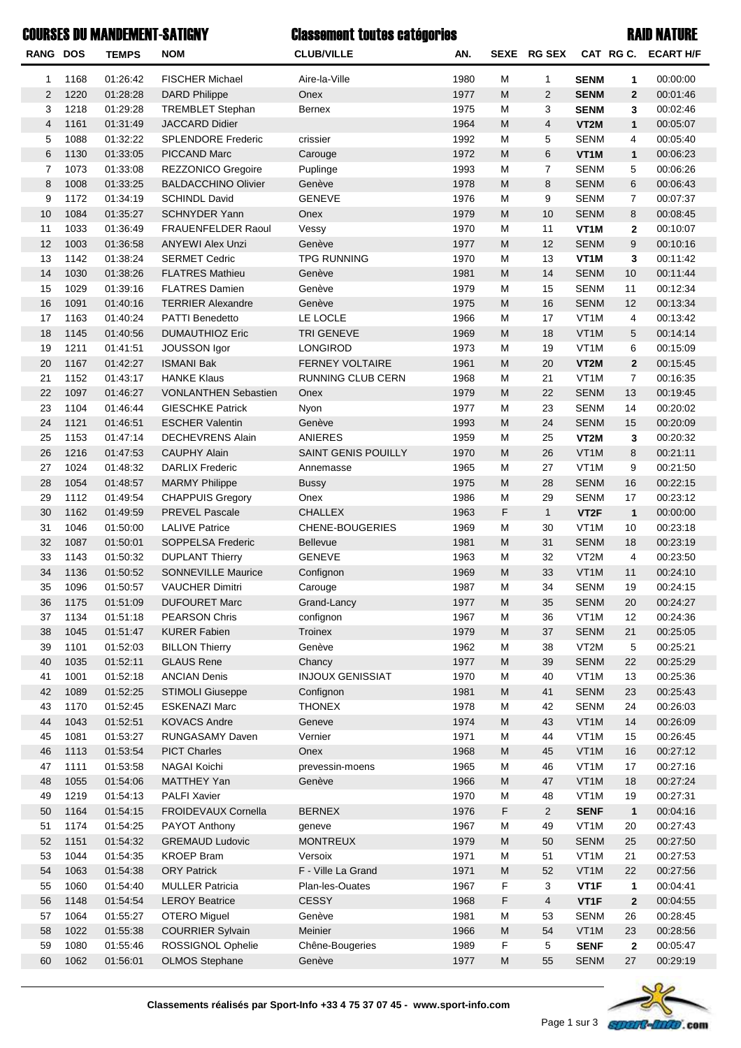# COURSES DU MANDEMENT-SATIGNY

## Classement toutes catégories

## RAID NATURE

| RANG | DOS | TEMPS | NOM | CLUB/VILLE | AN. | SEXE | RG SEX | CAT | RG C. | ECART H/F |
|---|---|---|---|---|---|---|---|---|---|---|
| 1 | 1168 | 01:26:42 | FISCHER Michael | Aire-la-Ville | 1980 | M | 1 | **SENM** | **1** | 00:00:00 |
| 2 | 1220 | 01:28:28 | DARD Philippe | Onex | 1977 | M | 2 | **SENM** | **2** | 00:01:46 |
| 3 | 1218 | 01:29:28 | TREMBLET Stephan | Bernex | 1975 | M | 3 | **SENM** | **3** | 00:02:46 |
| 4 | 1161 | 01:31:49 | JACCARD Didier | | 1964 | M | 4 | **VT2M** | **1** | 00:05:07 |
| 5 | 1088 | 01:32:22 | SPLENDORE Frederic | crissier | 1992 | M | 5 | SENM | 4 | 00:05:40 |
| 6 | 1130 | 01:33:05 | PICCAND Marc | Carouge | 1972 | M | 6 | **VT1M** | **1** | 00:06:23 |
| 7 | 1073 | 01:33:08 | REZZONICO Gregoire | Puplinge | 1993 | M | 7 | SENM | 5 | 00:06:26 |
| 8 | 1008 | 01:33:25 | BALDACCHINO Olivier | Genève | 1978 | M | 8 | SENM | 6 | 00:06:43 |
| 9 | 1172 | 01:34:19 | SCHINDL David | GENEVE | 1976 | M | 9 | SENM | 7 | 00:07:37 |
| 10 | 1084 | 01:35:27 | SCHNYDER Yann | Onex | 1979 | M | 10 | SENM | 8 | 00:08:45 |
| 11 | 1033 | 01:36:49 | FRAUENFELDER Raoul | Vessy | 1970 | M | 11 | **VT1M** | **2** | 00:10:07 |
| 12 | 1003 | 01:36:58 | ANYEWI Alex Unzi | Genève | 1977 | M | 12 | SENM | 9 | 00:10:16 |
| 13 | 1142 | 01:38:24 | SERMET Cedric | TPG RUNNING | 1970 | M | 13 | **VT1M** | **3** | 00:11:42 |
| 14 | 1030 | 01:38:26 | FLATRES Mathieu | Genève | 1981 | M | 14 | SENM | 10 | 00:11:44 |
| 15 | 1029 | 01:39:16 | FLATRES Damien | Genève | 1979 | M | 15 | SENM | 11 | 00:12:34 |
| 16 | 1091 | 01:40:16 | TERRIER Alexandre | Genève | 1975 | M | 16 | SENM | 12 | 00:13:34 |
| 17 | 1163 | 01:40:24 | PATTI Benedetto | LE LOCLE | 1966 | M | 17 | VT1M | 4 | 00:13:42 |
| 18 | 1145 | 01:40:56 | DUMAUTHIOZ Eric | TRI GENEVE | 1969 | M | 18 | VT1M | 5 | 00:14:14 |
| 19 | 1211 | 01:41:51 | JOUSSON Igor | LONGIROD | 1973 | M | 19 | VT1M | 6 | 00:15:09 |
| 20 | 1167 | 01:42:27 | ISMANI Bak | FERNEY VOLTAIRE | 1961 | M | 20 | **VT2M** | **2** | 00:15:45 |
| 21 | 1152 | 01:43:17 | HANKE Klaus | RUNNING CLUB CERN | 1968 | M | 21 | VT1M | 7 | 00:16:35 |
| 22 | 1097 | 01:46:27 | VONLANTHEN Sebastien | Onex | 1979 | M | 22 | SENM | 13 | 00:19:45 |
| 23 | 1104 | 01:46:44 | GIESCHKE Patrick | Nyon | 1977 | M | 23 | SENM | 14 | 00:20:02 |
| 24 | 1121 | 01:46:51 | ESCHER Valentin | Genève | 1993 | M | 24 | SENM | 15 | 00:20:09 |
| 25 | 1153 | 01:47:14 | DECHEVRENS Alain | ANIERES | 1959 | M | 25 | **VT2M** | **3** | 00:20:32 |
| 26 | 1216 | 01:47:53 | CAUPHY Alain | SAINT GENIS POUILLY | 1970 | M | 26 | VT1M | 8 | 00:21:11 |
| 27 | 1024 | 01:48:32 | DARLIX Frederic | Annemasse | 1965 | M | 27 | VT1M | 9 | 00:21:50 |
| 28 | 1054 | 01:48:57 | MARMY Philippe | Bussy | 1975 | M | 28 | SENM | 16 | 00:22:15 |
| 29 | 1112 | 01:49:54 | CHAPPUIS Gregory | Onex | 1986 | M | 29 | SENM | 17 | 00:23:12 |
| 30 | 1162 | 01:49:59 | PREVEL Pascale | CHALLEX | 1963 | F | 1 | **VT2F** | **1** | 00:00:00 |
| 31 | 1046 | 01:50:00 | LALIVE Patrice | CHENE-BOUGERIES | 1969 | M | 30 | VT1M | 10 | 00:23:18 |
| 32 | 1087 | 01:50:01 | SOPPELSA Frederic | Bellevue | 1981 | M | 31 | SENM | 18 | 00:23:19 |
| 33 | 1143 | 01:50:32 | DUPLANT Thierry | GENEVE | 1963 | M | 32 | VT2M | 4 | 00:23:50 |
| 34 | 1136 | 01:50:52 | SONNEVILLE Maurice | Confignon | 1969 | M | 33 | VT1M | 11 | 00:24:10 |
| 35 | 1096 | 01:50:57 | VAUCHER Dimitri | Carouge | 1987 | M | 34 | SENM | 19 | 00:24:15 |
| 36 | 1175 | 01:51:09 | DUFOURET Marc | Grand-Lancy | 1977 | M | 35 | SENM | 20 | 00:24:27 |
| 37 | 1134 | 01:51:18 | PEARSON Chris | confignon | 1967 | M | 36 | VT1M | 12 | 00:24:36 |
| 38 | 1045 | 01:51:47 | KURER Fabien | Troinex | 1979 | M | 37 | SENM | 21 | 00:25:05 |
| 39 | 1101 | 01:52:03 | BILLON Thierry | Genève | 1962 | M | 38 | VT2M | 5 | 00:25:21 |
| 40 | 1035 | 01:52:11 | GLAUS Rene | Chancy | 1977 | M | 39 | SENM | 22 | 00:25:29 |
| 41 | 1001 | 01:52:18 | ANCIAN Denis | INJOUX GENISSIAT | 1970 | M | 40 | VT1M | 13 | 00:25:36 |
| 42 | 1089 | 01:52:25 | STIMOLI Giuseppe | Confignon | 1981 | M | 41 | SENM | 23 | 00:25:43 |
| 43 | 1170 | 01:52:45 | ESKENAZI Marc | THONEX | 1978 | M | 42 | SENM | 24 | 00:26:03 |
| 44 | 1043 | 01:52:51 | KOVACS Andre | Geneve | 1974 | M | 43 | VT1M | 14 | 00:26:09 |
| 45 | 1081 | 01:53:27 | RUNGASAMY Daven | Vernier | 1971 | M | 44 | VT1M | 15 | 00:26:45 |
| 46 | 1113 | 01:53:54 | PICT Charles | Onex | 1968 | M | 45 | VT1M | 16 | 00:27:12 |
| 47 | 1111 | 01:53:58 | NAGAI Koichi | prevessin-moens | 1965 | M | 46 | VT1M | 17 | 00:27:16 |
| 48 | 1055 | 01:54:06 | MATTHEY Yan | Genève | 1966 | M | 47 | VT1M | 18 | 00:27:24 |
| 49 | 1219 | 01:54:13 | PALFI Xavier | | 1970 | M | 48 | VT1M | 19 | 00:27:31 |
| 50 | 1164 | 01:54:15 | FROIDEVAUX Cornelia | BERNEX | 1976 | F | 2 | **SENF** | **1** | 00:04:16 |
| 51 | 1174 | 01:54:25 | PAYOT Anthony | geneve | 1967 | M | 49 | VT1M | 20 | 00:27:43 |
| 52 | 1151 | 01:54:32 | GREMAUD Ludovic | MONTREUX | 1979 | M | 50 | SENM | 25 | 00:27:50 |
| 53 | 1044 | 01:54:35 | KROEP Bram | Versoix | 1971 | M | 51 | VT1M | 21 | 00:27:53 |
| 54 | 1063 | 01:54:38 | ORY Patrick | F - Ville La Grand | 1971 | M | 52 | VT1M | 22 | 00:27:56 |
| 55 | 1060 | 01:54:40 | MULLER Patricia | Plan-les-Ouates | 1967 | F | 3 | **VT1F** | **1** | 00:04:41 |
| 56 | 1148 | 01:54:54 | LEROY Beatrice | CESSY | 1968 | F | 4 | **VT1F** | **2** | 00:04:55 |
| 57 | 1064 | 01:55:27 | OTERO Miguel | Genève | 1981 | M | 53 | SENM | 26 | 00:28:45 |
| 58 | 1022 | 01:55:38 | COURRIER Sylvain | Meinier | 1966 | M | 54 | VT1M | 23 | 00:28:56 |
| 59 | 1080 | 01:55:46 | ROSSIGNOL Ophelie | Chêne-Bougeries | 1989 | F | 5 | **SENF** | **2** | 00:05:47 |
| 60 | 1062 | 01:56:01 | OLMOS Stephane | Genève | 1977 | M | 55 | SENM | 27 | 00:29:19 |

**Classements réalisés par Sport-Info +33 4 75 37 07 45 - www.sport-info.com**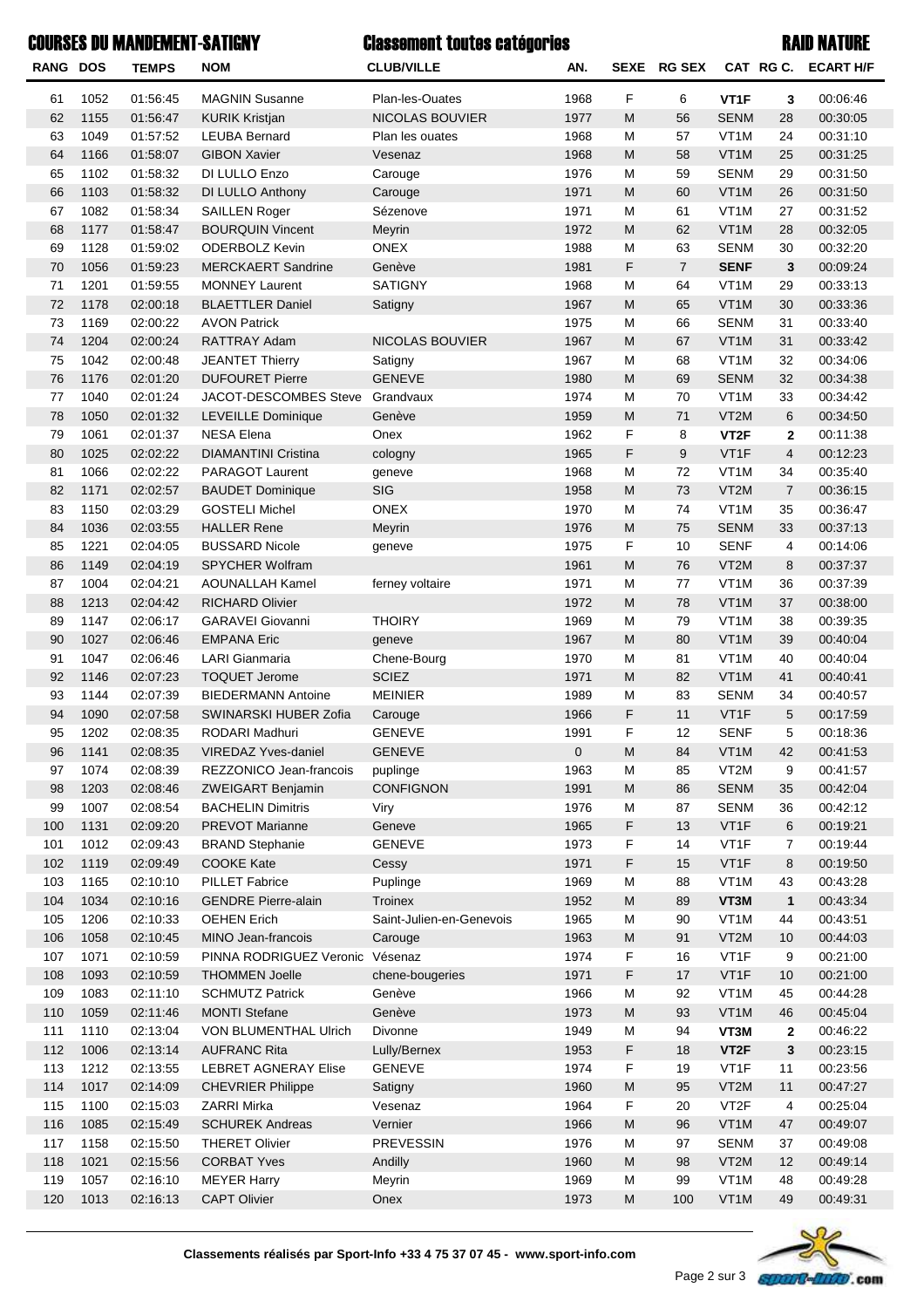# COURSES DU MANDEMENT-SATIGNY

## Classement toutes catégories

## RAID NATURE

| RANG | DOS | TEMPS | NOM | CLUB/VILLE | AN. | SEXE | RG SEX | CAT | RG C. | ECART H/F |
|---|---|---|---|---|---|---|---|---|---|---|
| 61 | 1052 | 01:56:45 | MAGNIN Susanne | Plan-les-Ouates | 1968 | F | 6 | **VT1F** | **3** | 00:06:46 |
| 62 | 1155 | 01:56:47 | KURIK Kristjan | NICOLAS BOUVIER | 1977 | M | 56 | SENM | 28 | 00:30:05 |
| 63 | 1049 | 01:57:52 | LEUBA Bernard | Plan les ouates | 1968 | M | 57 | VT1M | 24 | 00:31:10 |
| 64 | 1166 | 01:58:07 | GIBON Xavier | Vesenaz | 1968 | M | 58 | VT1M | 25 | 00:31:25 |
| 65 | 1102 | 01:58:32 | DI LULLO Enzo | Carouge | 1976 | M | 59 | SENM | 29 | 00:31:50 |
| 66 | 1103 | 01:58:32 | DI LULLO Anthony | Carouge | 1971 | M | 60 | VT1M | 26 | 00:31:50 |
| 67 | 1082 | 01:58:34 | SAILLEN Roger | Sézenove | 1971 | M | 61 | VT1M | 27 | 00:31:52 |
| 68 | 1177 | 01:58:47 | BOURQUIN Vincent | Meyrin | 1972 | M | 62 | VT1M | 28 | 00:32:05 |
| 69 | 1128 | 01:59:02 | ODERBOLZ Kevin | ONEX | 1988 | M | 63 | SENM | 30 | 00:32:20 |
| 70 | 1056 | 01:59:23 | MERCKAERT Sandrine | Genève | 1981 | F | 7 | **SENF** | **3** | 00:09:24 |
| 71 | 1201 | 01:59:55 | MONNEY Laurent | SATIGNY | 1968 | M | 64 | VT1M | 29 | 00:33:13 |
| 72 | 1178 | 02:00:18 | BLAETTLER Daniel | Satigny | 1967 | M | 65 | VT1M | 30 | 00:33:36 |
| 73 | 1169 | 02:00:22 | AVON Patrick | | 1975 | M | 66 | SENM | 31 | 00:33:40 |
| 74 | 1204 | 02:00:24 | RATTRAY Adam | NICOLAS BOUVIER | 1967 | M | 67 | VT1M | 31 | 00:33:42 |
| 75 | 1042 | 02:00:48 | JEANTET Thierry | Satigny | 1967 | M | 68 | VT1M | 32 | 00:34:06 |
| 76 | 1176 | 02:01:20 | DUFOURET Pierre | GENEVE | 1980 | M | 69 | SENM | 32 | 00:34:38 |
| 77 | 1040 | 02:01:24 | JACOT-DESCOMBES Steve | Grandvaux | 1974 | M | 70 | VT1M | 33 | 00:34:42 |
| 78 | 1050 | 02:01:32 | LEVEILLE Dominique | Genève | 1959 | M | 71 | VT2M | 6 | 00:34:50 |
| 79 | 1061 | 02:01:37 | NESA Elena | Onex | 1962 | F | 8 | **VT2F** | **2** | 00:11:38 |
| 80 | 1025 | 02:02:22 | DIAMANTINI Cristina | cologny | 1965 | F | 9 | VT1F | 4 | 00:12:23 |
| 81 | 1066 | 02:02:22 | PARAGOT Laurent | geneve | 1968 | M | 72 | VT1M | 34 | 00:35:40 |
| 82 | 1171 | 02:02:57 | BAUDET Dominique | SIG | 1958 | M | 73 | VT2M | 7 | 00:36:15 |
| 83 | 1150 | 02:03:29 | GOSTELI Michel | ONEX | 1970 | M | 74 | VT1M | 35 | 00:36:47 |
| 84 | 1036 | 02:03:55 | HALLER Rene | Meyrin | 1976 | M | 75 | SENM | 33 | 00:37:13 |
| 85 | 1221 | 02:04:05 | BUSSARD Nicole | geneve | 1975 | F | 10 | SENF | 4 | 00:14:06 |
| 86 | 1149 | 02:04:19 | SPYCHER Wolfram | | 1961 | M | 76 | VT2M | 8 | 00:37:37 |
| 87 | 1004 | 02:04:21 | AOUNALLAH Kamel | ferney voltaire | 1971 | M | 77 | VT1M | 36 | 00:37:39 |
| 88 | 1213 | 02:04:42 | RICHARD Olivier | | 1972 | M | 78 | VT1M | 37 | 00:38:00 |
| 89 | 1147 | 02:06:17 | GARAVEI Giovanni | THOIRY | 1969 | M | 79 | VT1M | 38 | 00:39:35 |
| 90 | 1027 | 02:06:46 | EMPANA Eric | geneve | 1967 | M | 80 | VT1M | 39 | 00:40:04 |
| 91 | 1047 | 02:06:46 | LARI Gianmaria | Chene-Bourg | 1970 | M | 81 | VT1M | 40 | 00:40:04 |
| 92 | 1146 | 02:07:23 | TOQUET Jerome | SCIEZ | 1971 | M | 82 | VT1M | 41 | 00:40:41 |
| 93 | 1144 | 02:07:39 | BIEDERMANN Antoine | MEINIER | 1989 | M | 83 | SENM | 34 | 00:40:57 |
| 94 | 1090 | 02:07:58 | SWINARSKI HUBER Zofia | Carouge | 1966 | F | 11 | VT1F | 5 | 00:17:59 |
| 95 | 1202 | 02:08:35 | RODARI Madhuri | GENEVE | 1991 | F | 12 | SENF | 5 | 00:18:36 |
| 96 | 1141 | 02:08:35 | VIREDAZ Yves-daniel | GENEVE | 0 | M | 84 | VT1M | 42 | 00:41:53 |
| 97 | 1074 | 02:08:39 | REZZONICO Jean-francois | puplinge | 1963 | M | 85 | VT2M | 9 | 00:41:57 |
| 98 | 1203 | 02:08:46 | ZWEIGART Benjamin | CONFIGNON | 1991 | M | 86 | SENM | 35 | 00:42:04 |
| 99 | 1007 | 02:08:54 | BACHELIN Dimitris | Viry | 1976 | M | 87 | SENM | 36 | 00:42:12 |
| 100 | 1131 | 02:09:20 | PREVOT Marianne | Geneve | 1965 | F | 13 | VT1F | 6 | 00:19:21 |
| 101 | 1012 | 02:09:43 | BRAND Stephanie | GENEVE | 1973 | F | 14 | VT1F | 7 | 00:19:44 |
| 102 | 1119 | 02:09:49 | COOKE Kate | Cessy | 1971 | F | 15 | VT1F | 8 | 00:19:50 |
| 103 | 1165 | 02:10:10 | PILLET Fabrice | Puplinge | 1969 | M | 88 | VT1M | 43 | 00:43:28 |
| 104 | 1034 | 02:10:16 | GENDRE Pierre-alain | Troinex | 1952 | M | 89 | **VT3M** | **1** | 00:43:34 |
| 105 | 1206 | 02:10:33 | OEHEN Erich | Saint-Julien-en-Genevois | 1965 | M | 90 | VT1M | 44 | 00:43:51 |
| 106 | 1058 | 02:10:45 | MINO Jean-francois | Carouge | 1963 | M | 91 | VT2M | 10 | 00:44:03 |
| 107 | 1071 | 02:10:59 | PINNA RODRIGUEZ Veronic | Vésenaz | 1974 | F | 16 | VT1F | 9 | 00:21:00 |
| 108 | 1093 | 02:10:59 | THOMMEN Joelle | chene-bougeries | 1971 | F | 17 | VT1F | 10 | 00:21:00 |
| 109 | 1083 | 02:11:10 | SCHMUTZ Patrick | Genève | 1966 | M | 92 | VT1M | 45 | 00:44:28 |
| 110 | 1059 | 02:11:46 | MONTI Stefane | Genève | 1973 | M | 93 | VT1M | 46 | 00:45:04 |
| 111 | 1110 | 02:13:04 | VON BLUMENTHAL Ulrich | Divonne | 1949 | M | 94 | **VT3M** | **2** | 00:46:22 |
| 112 | 1006 | 02:13:14 | AUFRANC Rita | Lully/Bernex | 1953 | F | 18 | **VT2F** | **3** | 00:23:15 |
| 113 | 1212 | 02:13:55 | LEBRET AGNERAY Elise | GENEVE | 1974 | F | 19 | VT1F | 11 | 00:23:56 |
| 114 | 1017 | 02:14:09 | CHEVRIER Philippe | Satigny | 1960 | M | 95 | VT2M | 11 | 00:47:27 |
| 115 | 1100 | 02:15:03 | ZARRI Mirka | Vesenaz | 1964 | F | 20 | VT2F | 4 | 00:25:04 |
| 116 | 1085 | 02:15:49 | SCHUREK Andreas | Vernier | 1966 | M | 96 | VT1M | 47 | 00:49:07 |
| 117 | 1158 | 02:15:50 | THERET Olivier | PREVESSIN | 1976 | M | 97 | SENM | 37 | 00:49:08 |
| 118 | 1021 | 02:15:56 | CORBAT Yves | Andilly | 1960 | M | 98 | VT2M | 12 | 00:49:14 |
| 119 | 1057 | 02:16:10 | MEYER Harry | Meyrin | 1969 | M | 99 | VT1M | 48 | 00:49:28 |
| 120 | 1013 | 02:16:13 | CAPT Olivier | Onex | 1973 | M | 100 | VT1M | 49 | 00:49:31 |

**Classements réalisés par Sport-Info +33 4 75 37 07 45 - www.sport-info.com**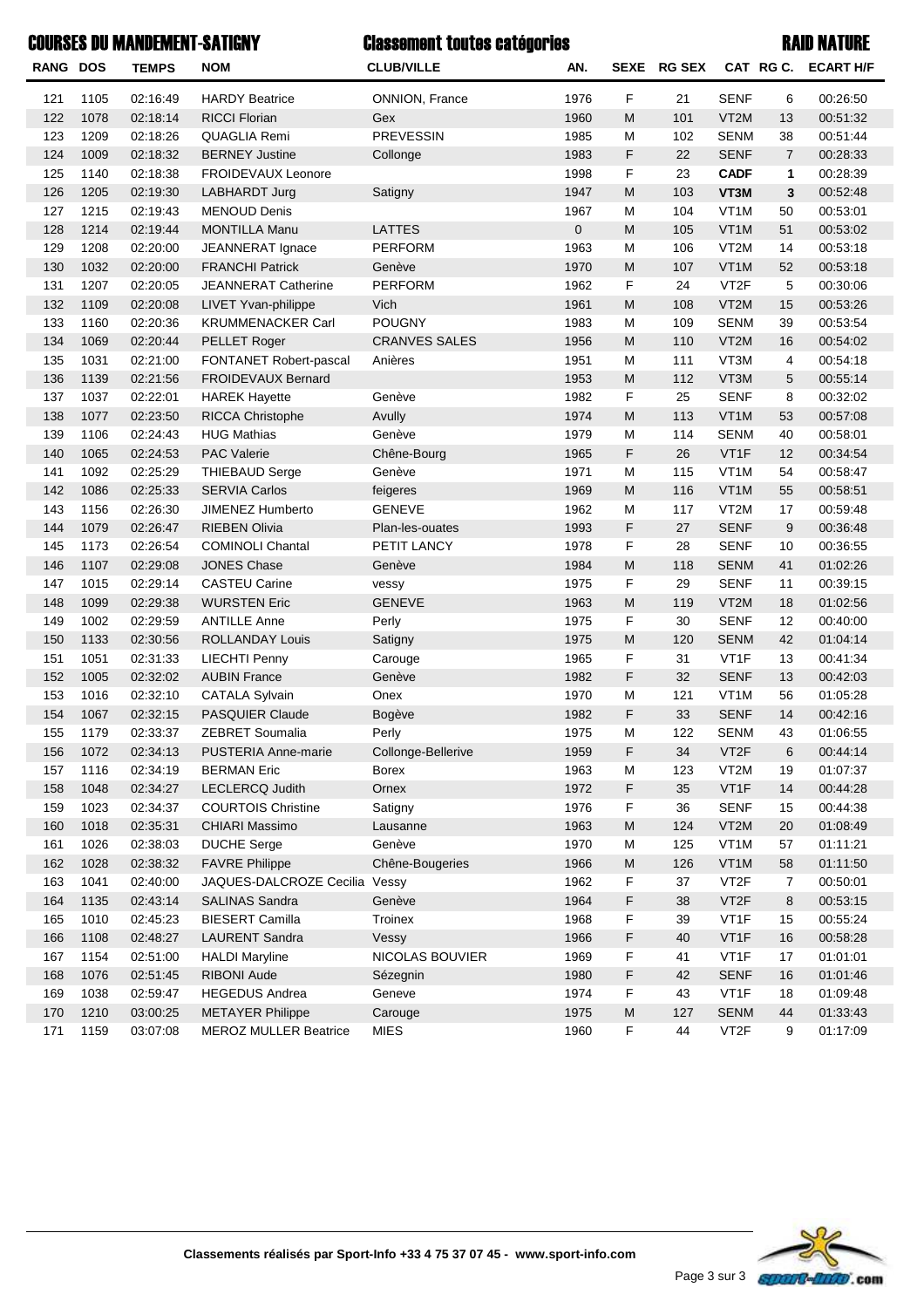COURSES DU MANDEMENT-SATIGNY — Classement toutes catégories — RAID NATURE

| RANG | DOS | TEMPS | NOM | CLUB/VILLE | AN. | SEXE | RG SEX | CAT | RG C. | ECART H/F |
|---|---|---|---|---|---|---|---|---|---|---|
| 121 | 1105 | 02:16:49 | HARDY Beatrice | ONNION, France | 1976 | F | 21 | SENF | 6 | 00:26:50 |
| 122 | 1078 | 02:18:14 | RICCI Florian | Gex | 1960 | M | 101 | VT2M | 13 | 00:51:32 |
| 123 | 1209 | 02:18:26 | QUAGLIA Remi | PREVESSIN | 1985 | M | 102 | SENM | 38 | 00:51:44 |
| 124 | 1009 | 02:18:32 | BERNEY Justine | Collonge | 1983 | F | 22 | SENF | 7 | 00:28:33 |
| 125 | 1140 | 02:18:38 | FROIDEVAUX Leonore | | 1998 | F | 23 | **CADF** | **1** | 00:28:39 |
| 126 | 1205 | 02:19:30 | LABHARDT Jurg | Satigny | 1947 | M | 103 | **VT3M** | **3** | 00:52:48 |
| 127 | 1215 | 02:19:43 | MENOUD Denis | | 1967 | M | 104 | VT1M | 50 | 00:53:01 |
| 128 | 1214 | 02:19:44 | MONTILLA Manu | LATTES | 0 | M | 105 | VT1M | 51 | 00:53:02 |
| 129 | 1208 | 02:20:00 | JEANNERAT Ignace | PERFORM | 1963 | M | 106 | VT2M | 14 | 00:53:18 |
| 130 | 1032 | 02:20:00 | FRANCHI Patrick | Genève | 1970 | M | 107 | VT1M | 52 | 00:53:18 |
| 131 | 1207 | 02:20:05 | JEANNERAT Catherine | PERFORM | 1962 | F | 24 | VT2F | 5 | 00:30:06 |
| 132 | 1109 | 02:20:08 | LIVET Yvan-philippe | Vich | 1961 | M | 108 | VT2M | 15 | 00:53:26 |
| 133 | 1160 | 02:20:36 | KRUMMENACKER Carl | POUGNY | 1983 | M | 109 | SENM | 39 | 00:53:54 |
| 134 | 1069 | 02:20:44 | PELLET Roger | CRANVES SALES | 1956 | M | 110 | VT2M | 16 | 00:54:02 |
| 135 | 1031 | 02:21:00 | FONTANET Robert-pascal | Anières | 1951 | M | 111 | VT3M | 4 | 00:54:18 |
| 136 | 1139 | 02:21:56 | FROIDEVAUX Bernard | | 1953 | M | 112 | VT3M | 5 | 00:55:14 |
| 137 | 1037 | 02:22:01 | HAREK Hayette | Genève | 1982 | F | 25 | SENF | 8 | 00:32:02 |
| 138 | 1077 | 02:23:50 | RICCA Christophe | Avully | 1974 | M | 113 | VT1M | 53 | 00:57:08 |
| 139 | 1106 | 02:24:43 | HUG Mathias | Genève | 1979 | M | 114 | SENM | 40 | 00:58:01 |
| 140 | 1065 | 02:24:53 | PAC Valerie | Chêne-Bourg | 1965 | F | 26 | VT1F | 12 | 00:34:54 |
| 141 | 1092 | 02:25:29 | THIEBAUD Serge | Genève | 1971 | M | 115 | VT1M | 54 | 00:58:47 |
| 142 | 1086 | 02:25:33 | SERVIA Carlos | feigeres | 1969 | M | 116 | VT1M | 55 | 00:58:51 |
| 143 | 1156 | 02:26:30 | JIMENEZ Humberto | GENEVE | 1962 | M | 117 | VT2M | 17 | 00:59:48 |
| 144 | 1079 | 02:26:47 | RIEBEN Olivia | Plan-les-ouates | 1993 | F | 27 | SENF | 9 | 00:36:48 |
| 145 | 1173 | 02:26:54 | COMINOLI Chantal | PETIT LANCY | 1978 | F | 28 | SENF | 10 | 00:36:55 |
| 146 | 1107 | 02:29:08 | JONES Chase | Genève | 1984 | M | 118 | SENM | 41 | 01:02:26 |
| 147 | 1015 | 02:29:14 | CASTEU Carine | vessy | 1975 | F | 29 | SENF | 11 | 00:39:15 |
| 148 | 1099 | 02:29:38 | WURSTEN Eric | GENEVE | 1963 | M | 119 | VT2M | 18 | 01:02:56 |
| 149 | 1002 | 02:29:59 | ANTILLE Anne | Perly | 1975 | F | 30 | SENF | 12 | 00:40:00 |
| 150 | 1133 | 02:30:56 | ROLLANDAY Louis | Satigny | 1975 | M | 120 | SENM | 42 | 01:04:14 |
| 151 | 1051 | 02:31:33 | LIECHTI Penny | Carouge | 1965 | F | 31 | VT1F | 13 | 00:41:34 |
| 152 | 1005 | 02:32:02 | AUBIN France | Genève | 1982 | F | 32 | SENF | 13 | 00:42:03 |
| 153 | 1016 | 02:32:10 | CATALA Sylvain | Onex | 1970 | M | 121 | VT1M | 56 | 01:05:28 |
| 154 | 1067 | 02:32:15 | PASQUIER Claude | Bogève | 1982 | F | 33 | SENF | 14 | 00:42:16 |
| 155 | 1179 | 02:33:37 | ZEBRET Soumalia | Perly | 1975 | M | 122 | SENM | 43 | 01:06:55 |
| 156 | 1072 | 02:34:13 | PUSTERIA Anne-marie | Collonge-Bellerive | 1959 | F | 34 | VT2F | 6 | 00:44:14 |
| 157 | 1116 | 02:34:19 | BERMAN Eric | Borex | 1963 | M | 123 | VT2M | 19 | 01:07:37 |
| 158 | 1048 | 02:34:27 | LECLERCQ Judith | Ornex | 1972 | F | 35 | VT1F | 14 | 00:44:28 |
| 159 | 1023 | 02:34:37 | COURTOIS Christine | Satigny | 1976 | F | 36 | SENF | 15 | 00:44:38 |
| 160 | 1018 | 02:35:31 | CHIARI Massimo | Lausanne | 1963 | M | 124 | VT2M | 20 | 01:08:49 |
| 161 | 1026 | 02:38:03 | DUCHE Serge | Genève | 1970 | M | 125 | VT1M | 57 | 01:11:21 |
| 162 | 1028 | 02:38:32 | FAVRE Philippe | Chêne-Bougeries | 1966 | M | 126 | VT1M | 58 | 01:11:50 |
| 163 | 1041 | 02:40:00 | JAQUES-DALCROZE Cecilia | Vessy | 1962 | F | 37 | VT2F | 7 | 00:50:01 |
| 164 | 1135 | 02:43:14 | SALINAS Sandra | Genève | 1964 | F | 38 | VT2F | 8 | 00:53:15 |
| 165 | 1010 | 02:45:23 | BIESERT Camilla | Troinex | 1968 | F | 39 | VT1F | 15 | 00:55:24 |
| 166 | 1108 | 02:48:27 | LAURENT Sandra | Vessy | 1966 | F | 40 | VT1F | 16 | 00:58:28 |
| 167 | 1154 | 02:51:00 | HALDI Maryline | NICOLAS BOUVIER | 1969 | F | 41 | VT1F | 17 | 01:01:01 |
| 168 | 1076 | 02:51:45 | RIBONI Aude | Sézegnin | 1980 | F | 42 | SENF | 16 | 01:01:46 |
| 169 | 1038 | 02:59:47 | HEGEDUS Andrea | Geneve | 1974 | F | 43 | VT1F | 18 | 01:09:48 |
| 170 | 1210 | 03:00:25 | METAYER Philippe | Carouge | 1975 | M | 127 | SENM | 44 | 01:33:43 |
| 171 | 1159 | 03:07:08 | MEROZ MULLER Beatrice | MIES | 1960 | F | 44 | VT2F | 9 | 01:17:09 |

Classements réalisés par Sport-Info +33 4 75 37 07 45 - www.sport-info.com